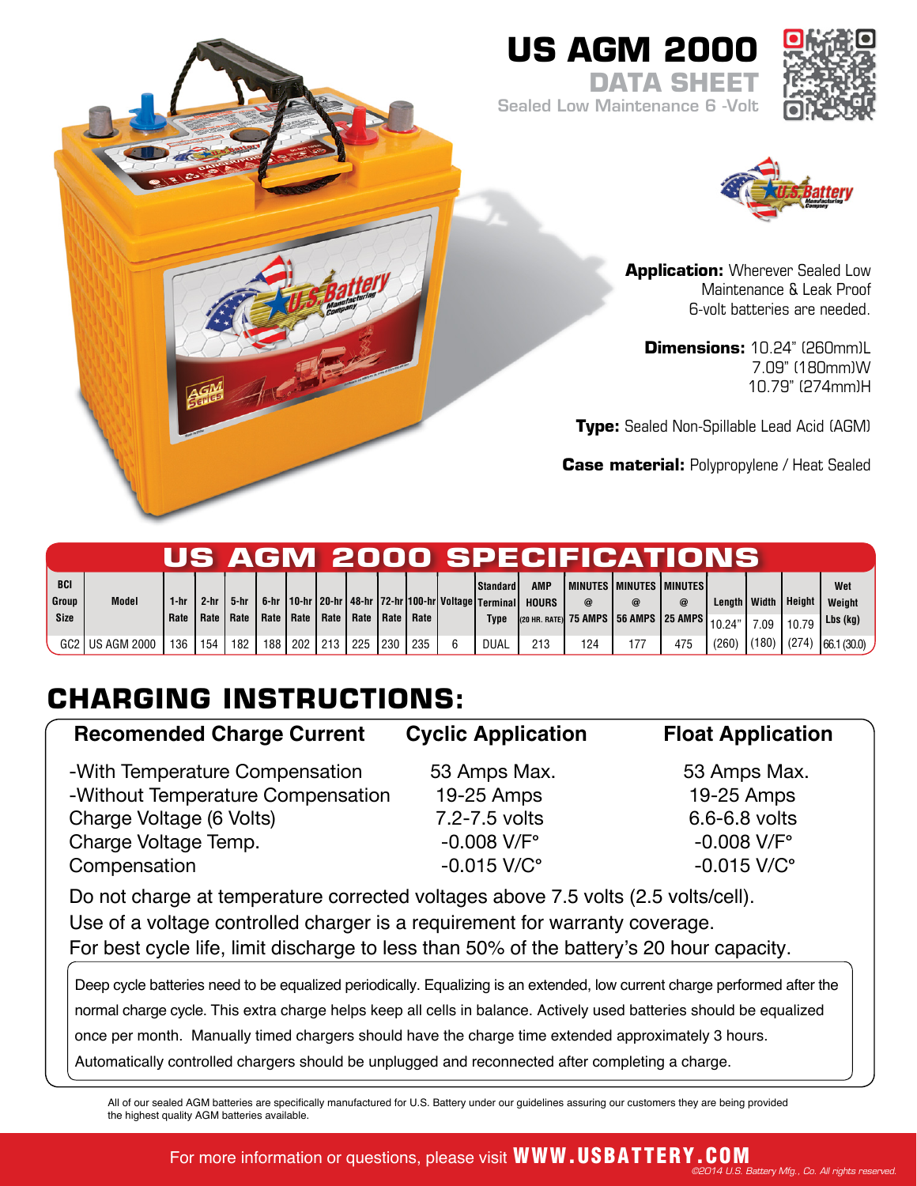# US AGM 2000

## DATA SHEET

Sealed Low Maintenance 6 -Volt

**Application:** Wherever Sealed Low Maintenance & Leak Proof 6-volt batteries are needed.

**Dimensions:** 10.24" (260mm)L
7.09" (180mm)W
10.79" (274mm)H

**Type:** Sealed Non-Spillable Lead Acid (AGM)

**Case material:** Polypropylene / Heat Sealed

## US AGM 2000 SPECIFICATIONS

| BCI Group Size | Model | 1-hr Rate | 2-hr Rate | 5-hr Rate | 6-hr Rate | 10-hr Rate | 20-hr Rate | 48-hr Rate | 72-hr Rate | 100-hr Rate | Voltage | Standard Terminal Type | AMP HOURS (20 HR. RATE) | MINUTES @ 75 AMPS | MINUTES @ 56 AMPS | MINUTES @ 25 AMPS | Length 10.24" (260) | Width 7.09 (180) | Height 10.79 (274) | Wet Weight Lbs (kg) |
|---|---|---|---|---|---|---|---|---|---|---|---|---|---|---|---|---|---|---|---|---|
| GC2 | US AGM 2000 | 136 | 154 | 182 | 188 | 202 | 213 | 225 | 230 | 235 | 6 | DUAL | 213 | 124 | 177 | 475 | | | | 66.1 (30.0) |

## CHARGING INSTRUCTIONS:

| Recomended Charge Current | Cyclic Application | Float Application |
|---|---|---|
| -With Temperature Compensation | 53 Amps Max. | 53 Amps Max. |
| -Without Temperature Compensation | 19-25 Amps | 19-25 Amps |
| Charge Voltage (6 Volts) | 7.2-7.5 volts | 6.6-6.8 volts |
| Charge Voltage Temp. | -0.008 V/F° | -0.008 V/F° |
| Compensation | -0.015 V/C° | -0.015 V/C° |

Do not charge at temperature corrected voltages above 7.5 volts (2.5 volts/cell).
Use of a voltage controlled charger is a requirement for warranty coverage.
For best cycle life, limit discharge to less than 50% of the battery's 20 hour capacity.

Deep cycle batteries need to be equalized periodically. Equalizing is an extended, low current charge performed after the normal charge cycle. This extra charge helps keep all cells in balance. Actively used batteries should be equalized once per month. Manually timed chargers should have the charge time extended approximately 3 hours. Automatically controlled chargers should be unplugged and reconnected after completing a charge.

All of our sealed AGM batteries are specifically manufactured for U.S. Battery under our guidelines assuring our customers they are being provided the highest quality AGM batteries available.

For more information or questions, please visit **WWW.USBATTERY.COM**

*©2014 U.S. Battery Mfg., Co. All rights reserved.*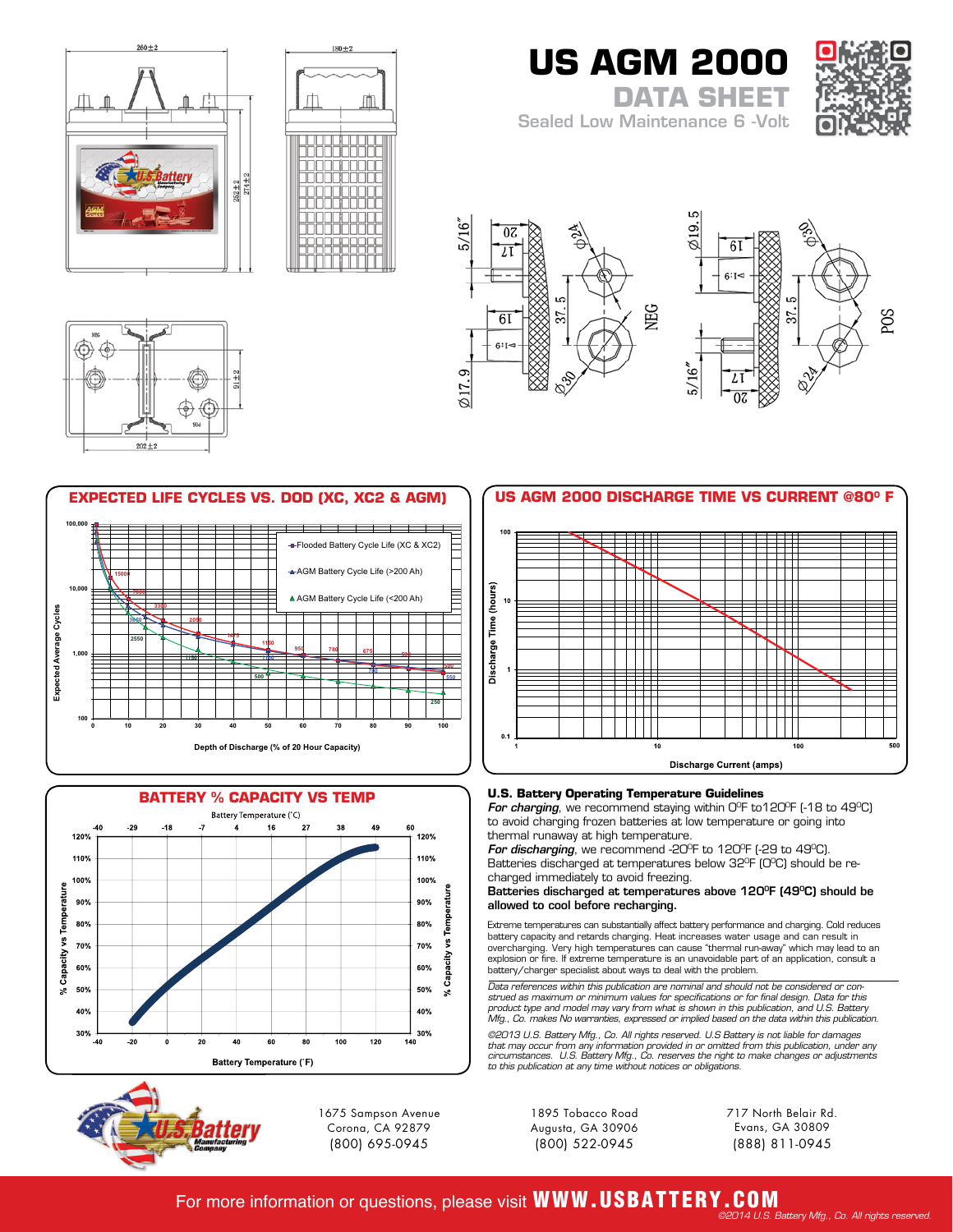# US AGM 2000

## DATA SHEET

Sealed Low Maintenance 6 -Volt

260±2

180±2

252±2

274±2

202±2

91±2

5/16"

20

17

19

⊲1:9

37.5

Ø24

Ø30

Ø17.9

NEG

Ø19.5

POS

## EXPECTED LIFE CYCLES VS. DOD (XC, XC2 & AGM)

Flooded Battery Cycle Life (XC & XC2)

AGM Battery Cycle Life (>200 Ah)

AGM Battery Cycle Life (<200 Ah)

Expected Average Cycles

100,000

10,000

1,000

100

0 10 20 30 40 50 60 70 80 90 100

Depth of Discharge (% of 20 Hour Capacity)

15000, 7000, 3300, 3000, 2550, 2050, 1475, 1150, 1150, 1000, 950, 780, 700, 675, 580, 500, 500, 350, 250

## US AGM 2000 DISCHARGE TIME VS CURRENT @80º F

Discharge Time (hours)

100

10

1

0.1

1 10 100 500

Discharge Current (amps)

## BATTERY % CAPACITY VS TEMP

Battery Temperature (˚C)

-40 -29 -18 -7 4 16 27 38 49 60

% Capacity vs Temperature

120% 110% 100% 90% 80% 70% 60% 50% 40% 30%

-40 -20 0 20 40 60 80 100 120 140

Battery Temperature (˚F)

### U.S. Battery Operating Temperature Guidelines

***For charging***, we recommend staying within 0ºF to120ºF (-18 to 49ºC) to avoid charging frozen batteries at low temperature or going into thermal runaway at high temperature.

***For discharging***, we recommend -20ºF to 120ºF (-29 to 49ºC). Batteries discharged at temperatures below 32ºF (0ºC) should be re-charged immediately to avoid freezing.

**Batteries discharged at temperatures above 120ºF (49ºC) should be allowed to cool before recharging.**

Extreme temperatures can substantially affect battery performance and charging. Cold reduces battery capacity and retards charging. Heat increases water usage and can result in overcharging. Very high temperatures can cause "thermal run-away" which may lead to an explosion or fire. If extreme temperature is an unavoidable part of an application, consult a battery/charger specialist about ways to deal with the problem.

*Data references within this publication are nominal and should not be considered or construed as maximum or minimum values for specifications or for final design. Data for this product type and model may vary from what is shown in this publication, and U.S. Battery Mfg., Co. makes No warranties, expressed or implied based on the data within this publication.*

*©2013 U.S. Battery Mfg., Co. All rights reserved. U.S Battery is not liable for damages that may occur from any information provided in or omitted from this publication, under any circumstances. U.S. Battery Mfg., Co. reserves the right to make changes or adjustments to this publication at any time without notices or obligations.*

U.S. Battery Manufacturing Company

1675 Sampson Avenue
Corona, CA 92879
(800) 695-0945

1895 Tobacco Road
Augusta, GA 30906
(800) 522-0945

717 North Belair Rd.
Evans, GA 30809
(888) 811-0945

For more information or questions, please visit **WWW.USBATTERY.COM**

*©2014 U.S. Battery Mfg., Co. All rights reserved.*